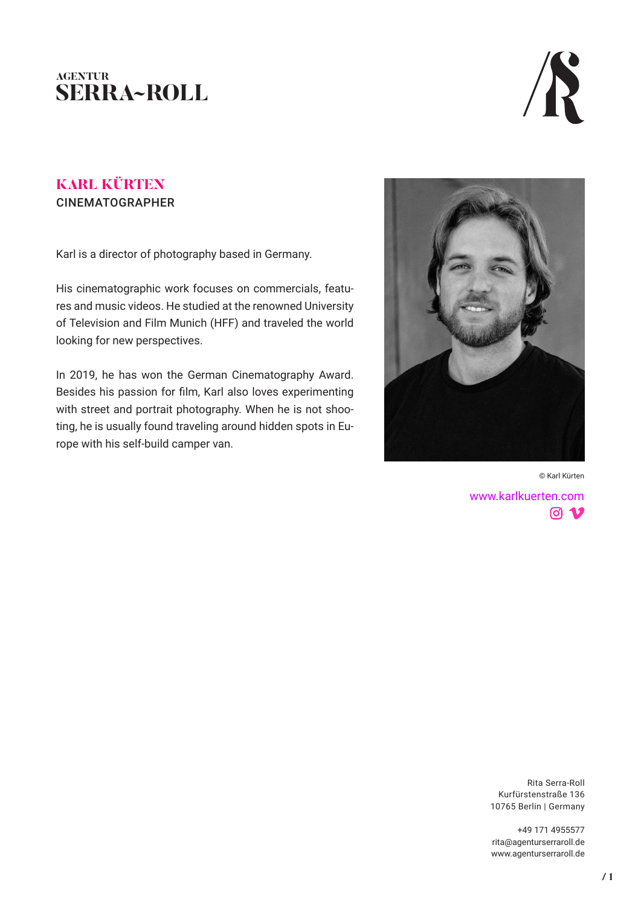AGENTUR
SERRA~ROLL

# KARL KÜRTEN

CINEMATOGRAPHER

Karl is a director of photography based in Germany.

His cinematographic work focuses on commercials, features and music videos. He studied at the renowned University of Television and Film Munich (HFF) and traveled the world looking for new perspectives.

In 2019, he has won the German Cinematography Award. Besides his passion for film, Karl also loves experimenting with street and portrait photography. When he is not shooting, he is usually found traveling around hidden spots in Europe with his self-build camper van.

© Karl Kürten

www.karlkuerten.com

Rita Serra-Roll
Kurfürstenstraße 136
10765 Berlin | Germany

+49 171 4955577
rita@agenturserraroll.de
www.agenturserraroll.de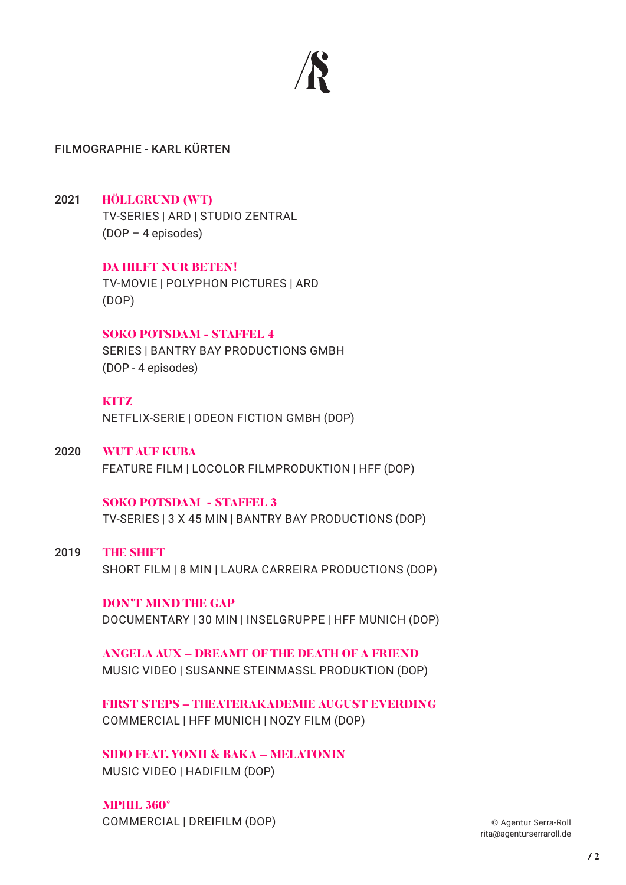## FILMOGRAPHIE - KARL KÜRTEN

**2021**

**HÖLLGRUND (WT)**
TV-SERIES | ARD | STUDIO ZENTRAL
(DOP – 4 episodes)

**DA HILFT NUR BETEN!**
TV-MOVIE | POLYPHON PICTURES | ARD
(DOP)

**SOKO POTSDAM - STAFFEL 4**
SERIES | BANTRY BAY PRODUCTIONS GMBH
(DOP - 4 episodes)

**KITZ**
NETFLIX-SERIE | ODEON FICTION GMBH (DOP)

**2020**

**WUT AUF KUBA**
FEATURE FILM | LOCOLOR FILMPRODUKTION | HFF (DOP)

**SOKO POTSDAM - STAFFEL 3**
TV-SERIES | 3 X 45 MIN | BANTRY BAY PRODUCTIONS (DOP)

**2019**

**THE SHIFT**
SHORT FILM | 8 MIN | LAURA CARREIRA PRODUCTIONS (DOP)

**DON'T MIND THE GAP**
DOCUMENTARY | 30 MIN | INSELGRUPPE | HFF MUNICH (DOP)

**ANGELA AUX – DREAMT OF THE DEATH OF A FRIEND**
MUSIC VIDEO | SUSANNE STEINMASSL PRODUKTION (DOP)

**FIRST STEPS – THEATERAKADEMIE AUGUST EVERDING**
COMMERCIAL | HFF MUNICH | NOZY FILM (DOP)

**SIDO FEAT. YONII & BAKA – MELATONIN**
MUSIC VIDEO | HADIFILM (DOP)

**MPHIL 360°**
COMMERCIAL | DREIFILM (DOP)

© Agentur Serra-Roll
rita@agenturserraroll.de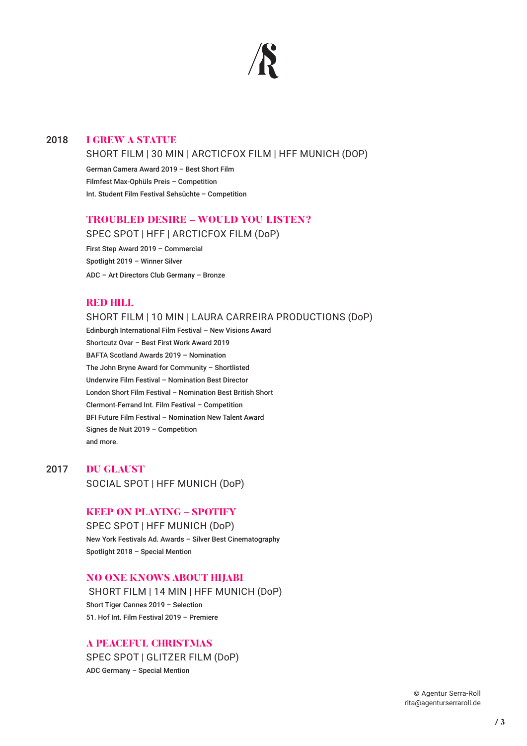## 2018

### I GREW A STATUE

SHORT FILM | 30 MIN | ARCTICFOX FILM | HFF MUNICH (DOP)

German Camera Award 2019 – Best Short Film
Filmfest Max-Ophüls Preis – Competition
Int. Student Film Festival Sehsüchte – Competition

### TROUBLED DESIRE – WOULD YOU LISTEN?

SPEC SPOT | HFF | ARCTICFOX FILM (DoP)

First Step Award 2019 – Commercial
Spotlight 2019 – Winner Silver
ADC – Art Directors Club Germany – Bronze

### RED HILL

SHORT FILM | 10 MIN | LAURA CARREIRA PRODUCTIONS (DoP)

Edinburgh International Film Festival – New Visions Award
Shortcutz Ovar – Best First Work Award 2019
BAFTA Scotland Awards 2019 – Nomination
The John Bryne Award for Community – Shortlisted
Underwire Film Festival – Nomination Best Director
London Short Film Festival – Nomination Best British Short
Clermont-Ferrand Int. Film Festival – Competition
BFI Future Film Festival – Nomination New Talent Award
Signes de Nuit 2019 – Competition
and more.

## 2017

### DU GLAUST

SOCIAL SPOT | HFF MUNICH (DoP)

### KEEP ON PLAYING – SPOTIFY

SPEC SPOT | HFF MUNICH (DoP)

New York Festivals Ad. Awards – Silver Best Cinematography
Spotlight 2018 – Special Mention

### NO ONE KNOWS ABOUT HIJABI

SHORT FILM | 14 MIN | HFF MUNICH (DoP)

Short Tiger Cannes 2019 – Selection
51. Hof Int. Film Festival 2019 – Premiere

### A PEACEFUL CHRISTMAS

SPEC SPOT | GLITZER FILM (DoP)

ADC Germany – Special Mention

© Agentur Serra-Roll
rita@agenturserraroll.de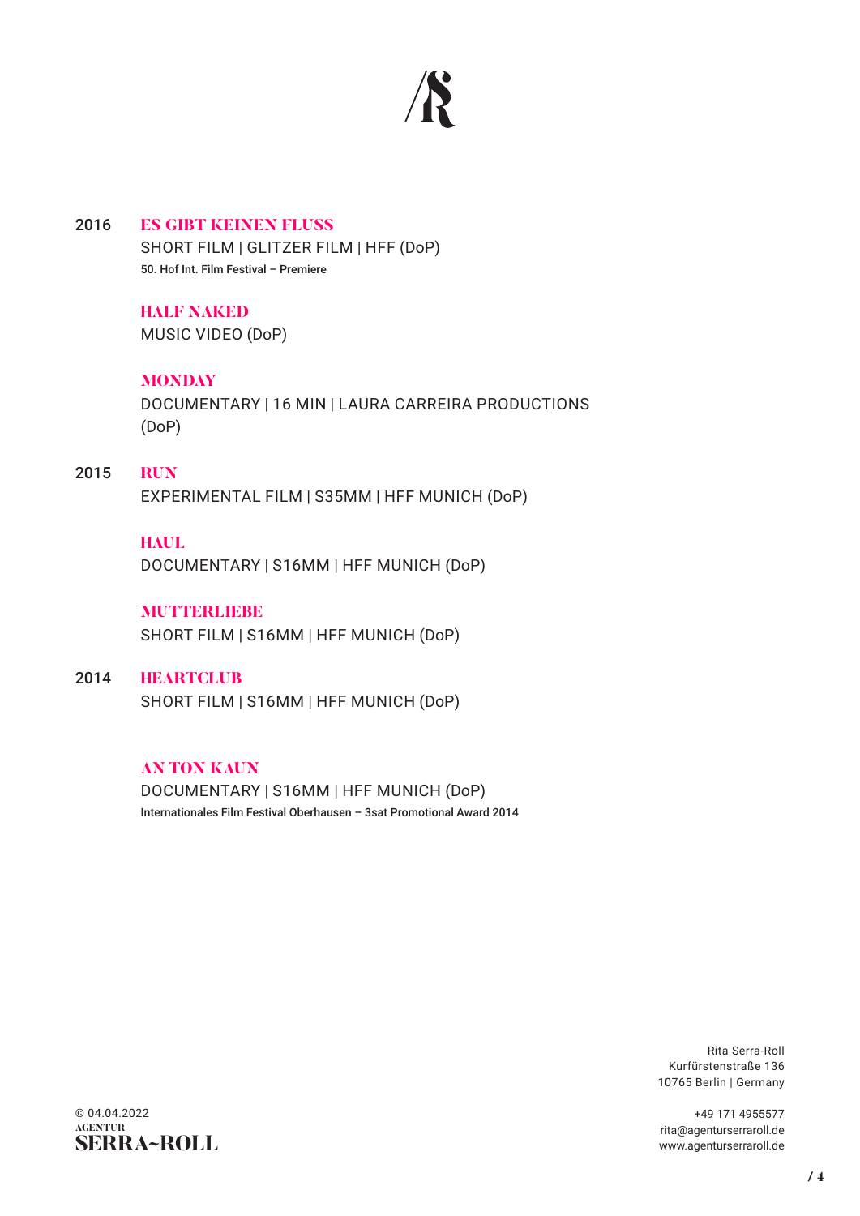**2016**

**ES GIBT KEINEN FLUSS**
SHORT FILM | GLITZER FILM | HFF (DoP)
50. Hof Int. Film Festival – Premiere

**HALF NAKED**
MUSIC VIDEO (DoP)

**MONDAY**
DOCUMENTARY | 16 MIN | LAURA CARREIRA PRODUCTIONS (DoP)

**2015**

**RUN**
EXPERIMENTAL FILM | S35MM | HFF MUNICH (DoP)

**HAUL**
DOCUMENTARY | S16MM | HFF MUNICH (DoP)

**MUTTERLIEBE**
SHORT FILM | S16MM | HFF MUNICH (DoP)

**2014**

**HEARTCLUB**
SHORT FILM | S16MM | HFF MUNICH (DoP)

**AN TON KAUN**
DOCUMENTARY | S16MM | HFF MUNICH (DoP)
Internationales Film Festival Oberhausen – 3sat Promotional Award 2014

Rita Serra-Roll
Kurfürstenstraße 136
10765 Berlin | Germany

+49 171 4955577
rita@agenturserraroll.de
www.agenturserraroll.de

© 04.04.2022
AGENTUR SERRA~ROLL